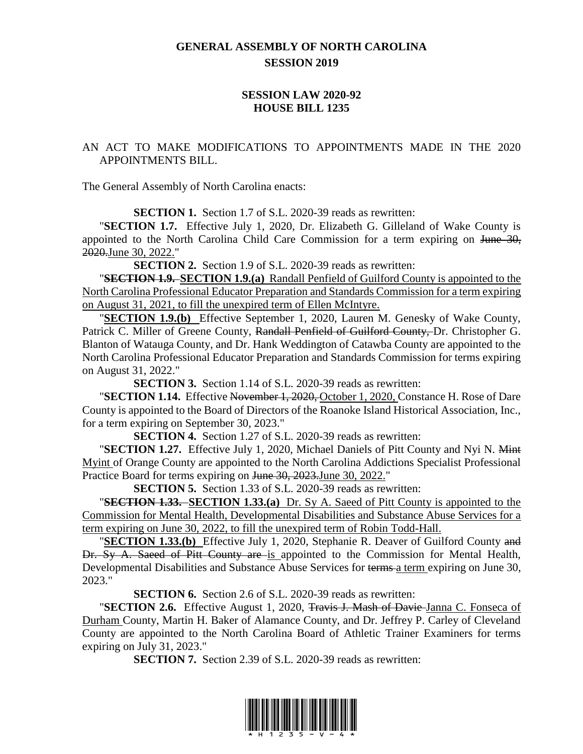# GENERAL ASSEMBLY OF NORTH CAROLINA
## SESSION 2019

## SESSION LAW 2020-92
## HOUSE BILL 1235

AN ACT TO MAKE MODIFICATIONS TO APPOINTMENTS MADE IN THE 2020 APPOINTMENTS BILL.

The General Assembly of North Carolina enacts:

**SECTION 1.** Section 1.7 of S.L. 2020-39 reads as rewritten:

"**SECTION 1.7.** Effective July 1, 2020, Dr. Elizabeth G. Gilleland of Wake County is appointed to the North Carolina Child Care Commission for a term expiring on ~~June 30, 2020.~~<u>June 30, 2022.</u>"

**SECTION 2.** Section 1.9 of S.L. 2020-39 reads as rewritten:

"~~**SECTION 1.9.**~~ <u>**SECTION 1.9.(a)** Randall Penfield of Guilford County is appointed to the North Carolina Professional Educator Preparation and Standards Commission for a term expiring on August 31, 2021, to fill the unexpired term of Ellen McIntyre.</u>

"<u>**SECTION 1.9.(b)**</u> Effective September 1, 2020, Lauren M. Genesky of Wake County, Patrick C. Miller of Greene County, ~~Randall Penfield of Guilford County,~~ Dr. Christopher G. Blanton of Watauga County, and Dr. Hank Weddington of Catawba County are appointed to the North Carolina Professional Educator Preparation and Standards Commission for terms expiring on August 31, 2022."

**SECTION 3.** Section 1.14 of S.L. 2020-39 reads as rewritten:

"**SECTION 1.14.** Effective ~~November 1, 2020,~~ <u>October 1, 2020,</u> Constance H. Rose of Dare County is appointed to the Board of Directors of the Roanoke Island Historical Association, Inc., for a term expiring on September 30, 2023."

**SECTION 4.** Section 1.27 of S.L. 2020-39 reads as rewritten:

"**SECTION 1.27.** Effective July 1, 2020, Michael Daniels of Pitt County and Nyi N. ~~Mint~~ <u>Myint</u> of Orange County are appointed to the North Carolina Addictions Specialist Professional Practice Board for terms expiring on ~~June 30, 2023.~~<u>June 30, 2022.</u>"

**SECTION 5.** Section 1.33 of S.L. 2020-39 reads as rewritten:

"~~**SECTION 1.33.**~~ <u>**SECTION 1.33.(a)** Dr. Sy A. Saeed of Pitt County is appointed to the Commission for Mental Health, Developmental Disabilities and Substance Abuse Services for a term expiring on June 30, 2022, to fill the unexpired term of Robin Todd-Hall.</u>

"<u>**SECTION 1.33.(b)**</u> Effective July 1, 2020, Stephanie R. Deaver of Guilford County ~~and Dr. Sy A. Saeed of Pitt County are~~ <u>is</u> appointed to the Commission for Mental Health, Developmental Disabilities and Substance Abuse Services for ~~terms~~ <u>a term</u> expiring on June 30, 2023."

**SECTION 6.** Section 2.6 of S.L. 2020-39 reads as rewritten:

"**SECTION 2.6.** Effective August 1, 2020, ~~Travis J. Mash of Davie~~ <u>Janna C. Fonseca of Durham</u> County, Martin H. Baker of Alamance County, and Dr. Jeffrey P. Carley of Cleveland County are appointed to the North Carolina Board of Athletic Trainer Examiners for terms expiring on July 31, 2023."

**SECTION 7.** Section 2.39 of S.L. 2020-39 reads as rewritten: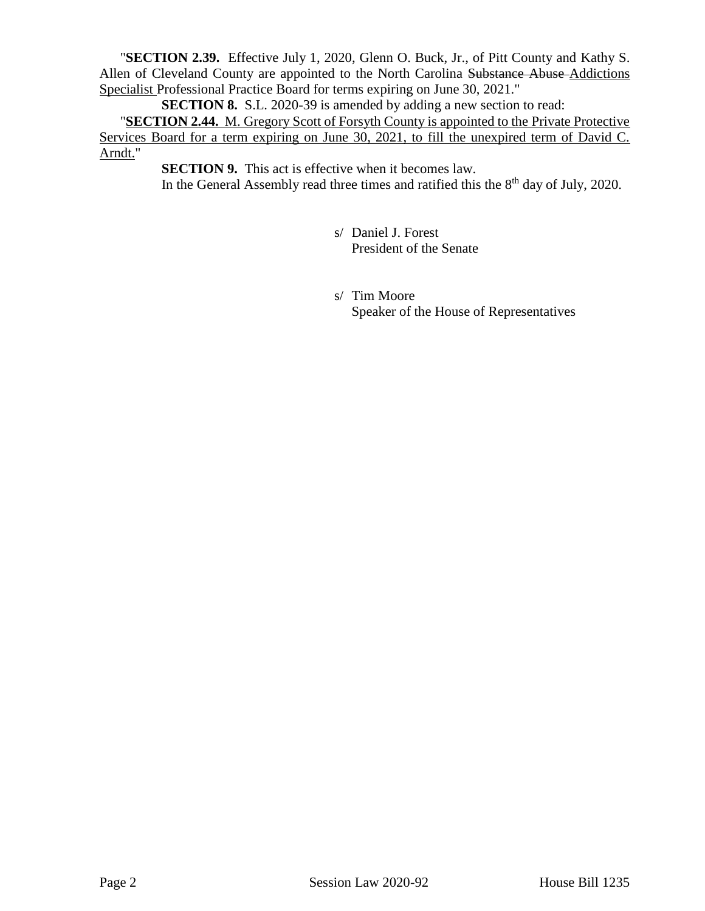"**SECTION 2.39.** Effective July 1, 2020, Glenn O. Buck, Jr., of Pitt County and Kathy S. Allen of Cleveland County are appointed to the North Carolina ~~Substance Abuse~~ Addictions Specialist Professional Practice Board for terms expiring on June 30, 2021."

**SECTION 8.** S.L. 2020-39 is amended by adding a new section to read:

"**SECTION 2.44.** M. Gregory Scott of Forsyth County is appointed to the Private Protective Services Board for a term expiring on June 30, 2021, to fill the unexpired term of David C. Arndt."

**SECTION 9.** This act is effective when it becomes law.

In the General Assembly read three times and ratified this the 8th day of July, 2020.

s/ Daniel J. Forest
President of the Senate

s/ Tim Moore
Speaker of the House of Representatives